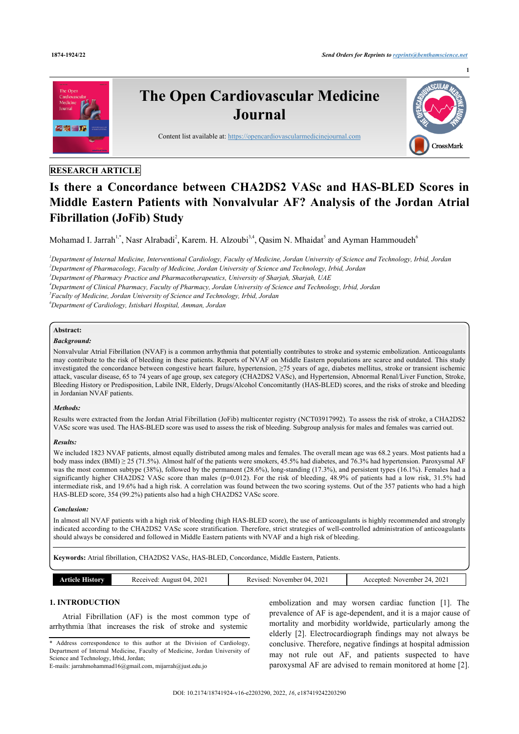RESEARCH ARTICLE

# Is there a Concordance between CHA2DS2 VASc and HAS-BLED Scores in Middle Eastern Patients with Nonvalvular AF? Analysis of the Jordan Atrial Fibrillation (JoFib) Study

Mohamad I. Jarrah[1,*], Nasr Alrabadi[2], Karem. H. Alzoubi[3,4], Qasim N. Mhaidat[5] and Ayman Hammoudeh[6]

[1]*Department of Internal Medicine, Interventional Cardiology, Faculty of Medicine, Jordan University of Science and Technology, Irbid, Jordan*
[2]*Department of Pharmacology, Faculty of Medicine, Jordan University of Science and Technology, Irbid, Jordan*
[3]*Department of Pharmacy Practice and Pharmacotherapeutics, University of Sharjah, Sharjah, UAE*
[4]*Department of Clinical Pharmacy, Faculty of Pharmacy, Jordan University of Science and Technology, Irbid, Jordan*
[5]*Faculty of Medicine, Jordan University of Science and Technology, Irbid, Jordan*
[6]*Department of Cardiology, Istishari Hospital, Amman, Jordan*

**Abstract:**

***Background:***

Nonvalvular Atrial Fibrillation (NVAF) is a common arrhythmia that potentially contributes to stroke and systemic embolization. Anticoagulants may contribute to the risk of bleeding in these patients. Reports of NVAF on Middle Eastern populations are scarce and outdated. This study investigated the concordance between congestive heart failure, hypertension, ≥75 years of age, diabetes mellitus, stroke or transient ischemic attack, vascular disease, 65 to 74 years of age group, sex category (CHA2DS2 VASc), and Hypertension, Abnormal Renal/Liver Function, Stroke, Bleeding History or Predisposition, Labile INR, Elderly, Drugs/Alcohol Concomitantly (HAS-BLED) scores, and the risks of stroke and bleeding in Jordanian NVAF patients.

***Methods:***

Results were extracted from the Jordan Atrial Fibrillation (JoFib) multicenter registry (NCT03917992). To assess the risk of stroke, a CHA2DS2 VASc score was used. The HAS-BLED score was used to assess the risk of bleeding. Subgroup analysis for males and females was carried out.

***Results:***

We included 1823 NVAF patients, almost equally distributed among males and females. The overall mean age was 68.2 years. Most patients had a body mass index (BMI) ≥ 25 (71.5%). Almost half of the patients were smokers, 45.5% had diabetes, and 76.3% had hypertension. Paroxysmal AF was the most common subtype (38%), followed by the permanent (28.6%), long-standing (17.3%), and persistent types (16.1%). Females had a significantly higher CHA2DS2 VASc score than males (p=0.012). For the risk of bleeding, 48.9% of patients had a low risk, 31.5% had intermediate risk, and 19.6% had a high risk. A correlation was found between the two scoring systems. Out of the 357 patients who had a high HAS-BLED score, 354 (99.2%) patients also had a high CHA2DS2 VASc score.

***Conclusion:***

In almost all NVAF patients with a high risk of bleeding (high HAS-BLED score), the use of anticoagulants is highly recommended and strongly indicated according to the CHA2DS2 VASc score stratification. Therefore, strict strategies of well-controlled administration of anticoagulants should always be considered and followed in Middle Eastern patients with NVAF and a high risk of bleeding.

**Keywords:** Atrial fibrillation, CHA2DS2 VASc, HAS-BLED, Concordance, Middle Eastern, Patients.

| Article History | Received: August 04, 2021 | Revised: November 04, 2021 | Accepted: November 24, 2021 |
|---|---|---|---|

## 1. INTRODUCTION

Atrial Fibrillation (AF) is the most common type of arrhythmia that increases the risk of stroke and systemic embolization and may worsen cardiac function [1]. The prevalence of AF is age-dependent, and it is a major cause of mortality and morbidity worldwide, particularly among the elderly [2]. Electrocardiograph findings may not always be conclusive. Therefore, negative findings at hospital admission may not rule out AF, and patients suspected to have paroxysmal AF are advised to remain monitored at home [2].

\* Address correspondence to this author at the Division of Cardiology, Department of Internal Medicine, Faculty of Medicine, Jordan University of Science and Technology, Irbid, Jordan;
E-mails: jarrahmohammad16@gmail.com, mijarrah@just.edu.jo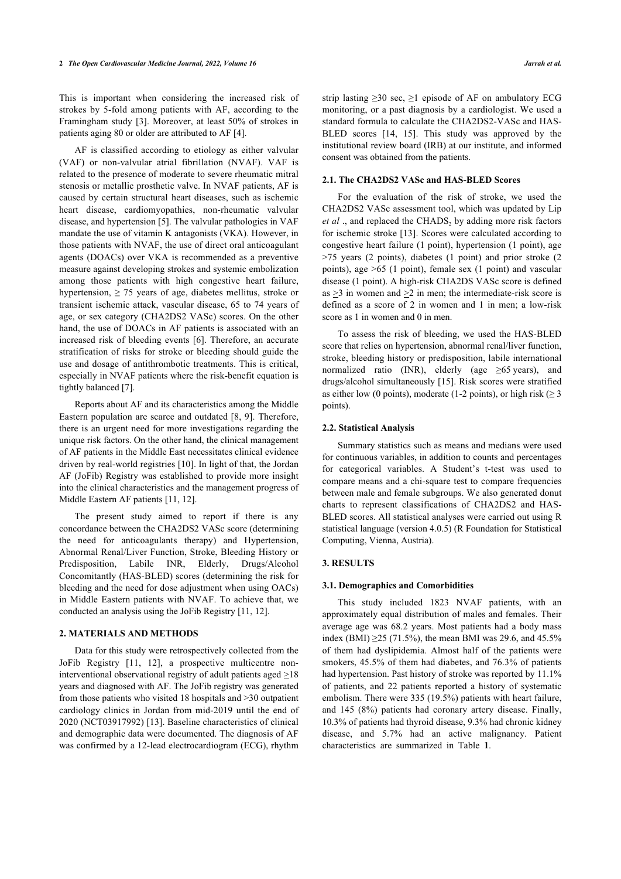This is important when considering the increased risk of strokes by 5-fold among patients with AF, according to the Framingham study [3]. Moreover, at least 50% of strokes in patients aging 80 or older are attributed to AF [4].

AF is classified according to etiology as either valvular (VAF) or non-valvular atrial fibrillation (NVAF). VAF is related to the presence of moderate to severe rheumatic mitral stenosis or metallic prosthetic valve. In NVAF patients, AF is caused by certain structural heart diseases, such as ischemic heart disease, cardiomyopathies, non-rheumatic valvular disease, and hypertension [5]. The valvular pathologies in VAF mandate the use of vitamin K antagonists (VKA). However, in those patients with NVAF, the use of direct oral anticoagulant agents (DOACs) over VKA is recommended as a preventive measure against developing strokes and systemic embolization among those patients with high congestive heart failure, hypertension, ≥ 75 years of age, diabetes mellitus, stroke or transient ischemic attack, vascular disease, 65 to 74 years of age, or sex category (CHA2DS2 VASc) scores. On the other hand, the use of DOACs in AF patients is associated with an increased risk of bleeding events [6]. Therefore, an accurate stratification of risks for stroke or bleeding should guide the use and dosage of antithrombotic treatments. This is critical, especially in NVAF patients where the risk-benefit equation is tightly balanced [7].

Reports about AF and its characteristics among the Middle Eastern population are scarce and outdated [8, 9]. Therefore, there is an urgent need for more investigations regarding the unique risk factors. On the other hand, the clinical management of AF patients in the Middle East necessitates clinical evidence driven by real-world registries [10]. In light of that, the Jordan AF (JoFib) Registry was established to provide more insight into the clinical characteristics and the management progress of Middle Eastern AF patients [11, 12].

The present study aimed to report if there is any concordance between the CHA2DS2 VASc score (determining the need for anticoagulants therapy) and Hypertension, Abnormal Renal/Liver Function, Stroke, Bleeding History or Predisposition, Labile INR, Elderly, Drugs/Alcohol Concomitantly (HAS-BLED) scores (determining the risk for bleeding and the need for dose adjustment when using OACs) in Middle Eastern patients with NVAF. To achieve that, we conducted an analysis using the JoFib Registry [11, 12].

## 2. MATERIALS AND METHODS

Data for this study were retrospectively collected from the JoFib Registry [11, 12], a prospective multicentre non-interventional observational registry of adult patients aged ≥18 years and diagnosed with AF. The JoFib registry was generated from those patients who visited 18 hospitals and >30 outpatient cardiology clinics in Jordan from mid-2019 until the end of 2020 (NCT03917992) [13]. Baseline characteristics of clinical and demographic data were documented. The diagnosis of AF was confirmed by a 12-lead electrocardiogram (ECG), rhythm strip lasting ≥30 sec, ≥1 episode of AF on ambulatory ECG monitoring, or a past diagnosis by a cardiologist. We used a standard formula to calculate the CHA2DS2-VASc and HAS-BLED scores [14, 15]. This study was approved by the institutional review board (IRB) at our institute, and informed consent was obtained from the patients.

### 2.1. The CHA2DS2 VASc and HAS-BLED Scores

For the evaluation of the risk of stroke, we used the CHA2DS2 VASc assessment tool, which was updated by Lip *et al* ., and replaced the $CHADS_2$ by adding more risk factors for ischemic stroke [13]. Scores were calculated according to congestive heart failure (1 point), hypertension (1 point), age >75 years (2 points), diabetes (1 point) and prior stroke (2 points), age >65 (1 point), female sex (1 point) and vascular disease (1 point). A high-risk CHA2DS VASc score is defined as ≥3 in women and ≥2 in men; the intermediate-risk score is defined as a score of 2 in women and 1 in men; a low-risk score as 1 in women and 0 in men.

To assess the risk of bleeding, we used the HAS-BLED score that relies on hypertension, abnormal renal/liver function, stroke, bleeding history or predisposition, labile international normalized ratio (INR), elderly (age ≥65 years), and drugs/alcohol simultaneously [15]. Risk scores were stratified as either low (0 points), moderate (1-2 points), or high risk (≥ 3 points).

### 2.2. Statistical Analysis

Summary statistics such as means and medians were used for continuous variables, in addition to counts and percentages for categorical variables. A Student's t-test was used to compare means and a chi-square test to compare frequencies between male and female subgroups. We also generated donut charts to represent classifications of CHA2DS2 and HAS-BLED scores. All statistical analyses were carried out using R statistical language (version 4.0.5) (R Foundation for Statistical Computing, Vienna, Austria).

## 3. RESULTS

### 3.1. Demographics and Comorbidities

This study included 1823 NVAF patients, with an approximately equal distribution of males and females. Their average age was 68.2 years. Most patients had a body mass index (BMI) ≥25 (71.5%), the mean BMI was 29.6, and 45.5% of them had dyslipidemia. Almost half of the patients were smokers, 45.5% of them had diabetes, and 76.3% of patients had hypertension. Past history of stroke was reported by 11.1% of patients, and 22 patients reported a history of systematic embolism. There were 335 (19.5%) patients with heart failure, and 145 (8%) patients had coronary artery disease. Finally, 10.3% of patients had thyroid disease, 9.3% had chronic kidney disease, and 5.7% had an active malignancy. Patient characteristics are summarized in Table **1**.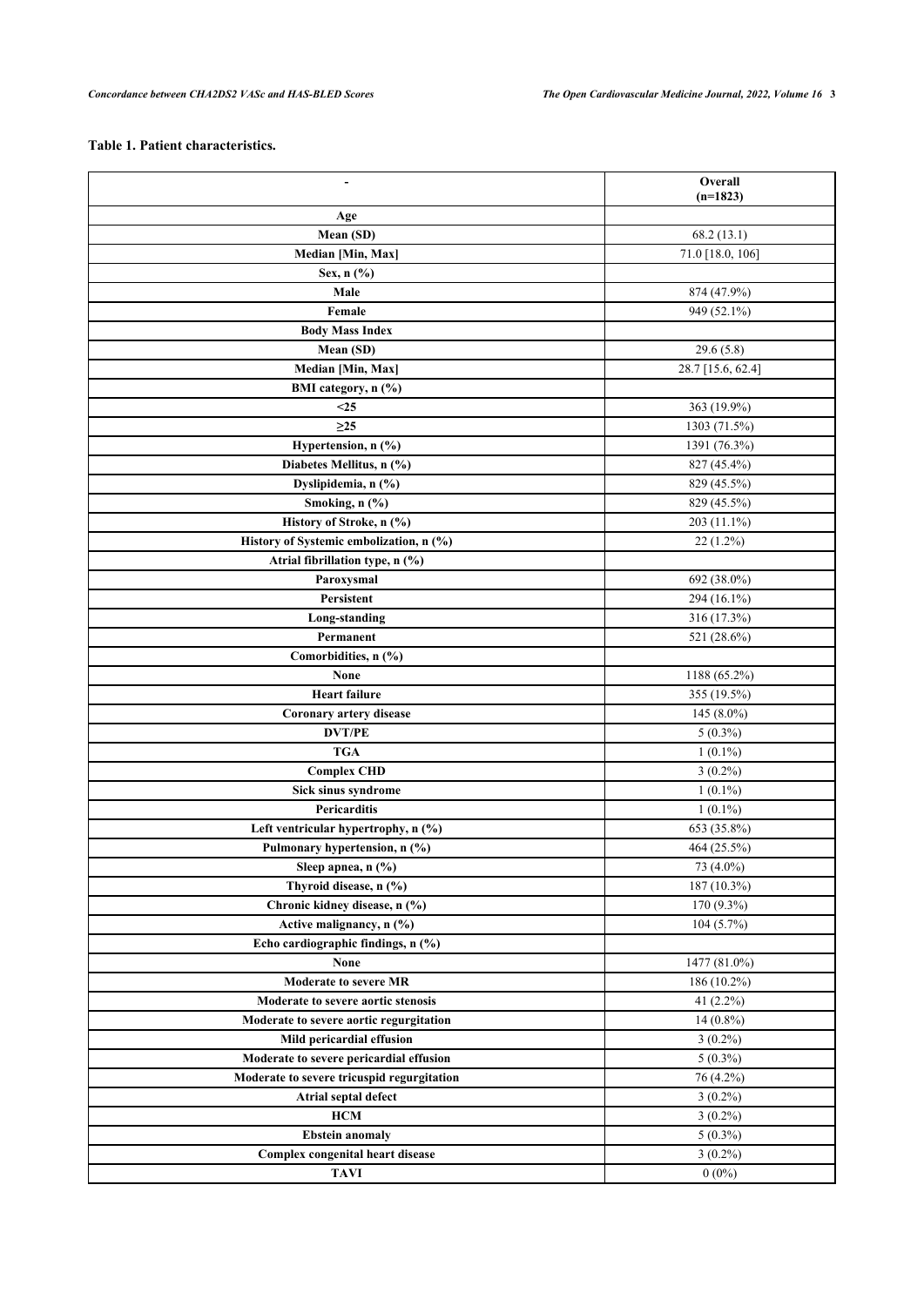**Table 1. Patient characteristics.**

| - | Overall (n=1823) |
|---|---|
| **Age** | |
| **Mean (SD)** | 68.2 (13.1) |
| **Median [Min, Max]** | 71.0 [18.0, 106] |
| **Sex, n (%)** | |
| **Male** | 874 (47.9%) |
| **Female** | 949 (52.1%) |
| **Body Mass Index** | |
| **Mean (SD)** | 29.6 (5.8) |
| **Median [Min, Max]** | 28.7 [15.6, 62.4] |
| **BMI category, n (%)** | |
| **<25** | 363 (19.9%) |
| **≥25** | 1303 (71.5%) |
| **Hypertension, n (%)** | 1391 (76.3%) |
| **Diabetes Mellitus, n (%)** | 827 (45.4%) |
| **Dyslipidemia, n (%)** | 829 (45.5%) |
| **Smoking, n (%)** | 829 (45.5%) |
| **History of Stroke, n (%)** | 203 (11.1%) |
| **History of Systemic embolization, n (%)** | 22 (1.2%) |
| **Atrial fibrillation type, n (%)** | |
| **Paroxysmal** | 692 (38.0%) |
| **Persistent** | 294 (16.1%) |
| **Long-standing** | 316 (17.3%) |
| **Permanent** | 521 (28.6%) |
| **Comorbidities, n (%)** | |
| **None** | 1188 (65.2%) |
| **Heart failure** | 355 (19.5%) |
| **Coronary artery disease** | 145 (8.0%) |
| **DVT/PE** | 5 (0.3%) |
| **TGA** | 1 (0.1%) |
| **Complex CHD** | 3 (0.2%) |
| **Sick sinus syndrome** | 1 (0.1%) |
| **Pericarditis** | 1 (0.1%) |
| **Left ventricular hypertrophy, n (%)** | 653 (35.8%) |
| **Pulmonary hypertension, n (%)** | 464 (25.5%) |
| **Sleep apnea, n (%)** | 73 (4.0%) |
| **Thyroid disease, n (%)** | 187 (10.3%) |
| **Chronic kidney disease, n (%)** | 170 (9.3%) |
| **Active malignancy, n (%)** | 104 (5.7%) |
| **Echo cardiographic findings, n (%)** | |
| **None** | 1477 (81.0%) |
| **Moderate to severe MR** | 186 (10.2%) |
| **Moderate to severe aortic stenosis** | 41 (2.2%) |
| **Moderate to severe aortic regurgitation** | 14 (0.8%) |
| **Mild pericardial effusion** | 3 (0.2%) |
| **Moderate to severe pericardial effusion** | 5 (0.3%) |
| **Moderate to severe tricuspid regurgitation** | 76 (4.2%) |
| **Atrial septal defect** | 3 (0.2%) |
| **HCM** | 3 (0.2%) |
| **Ebstein anomaly** | 5 (0.3%) |
| **Complex congenital heart disease** | 3 (0.2%) |
| **TAVI** | 0 (0%) |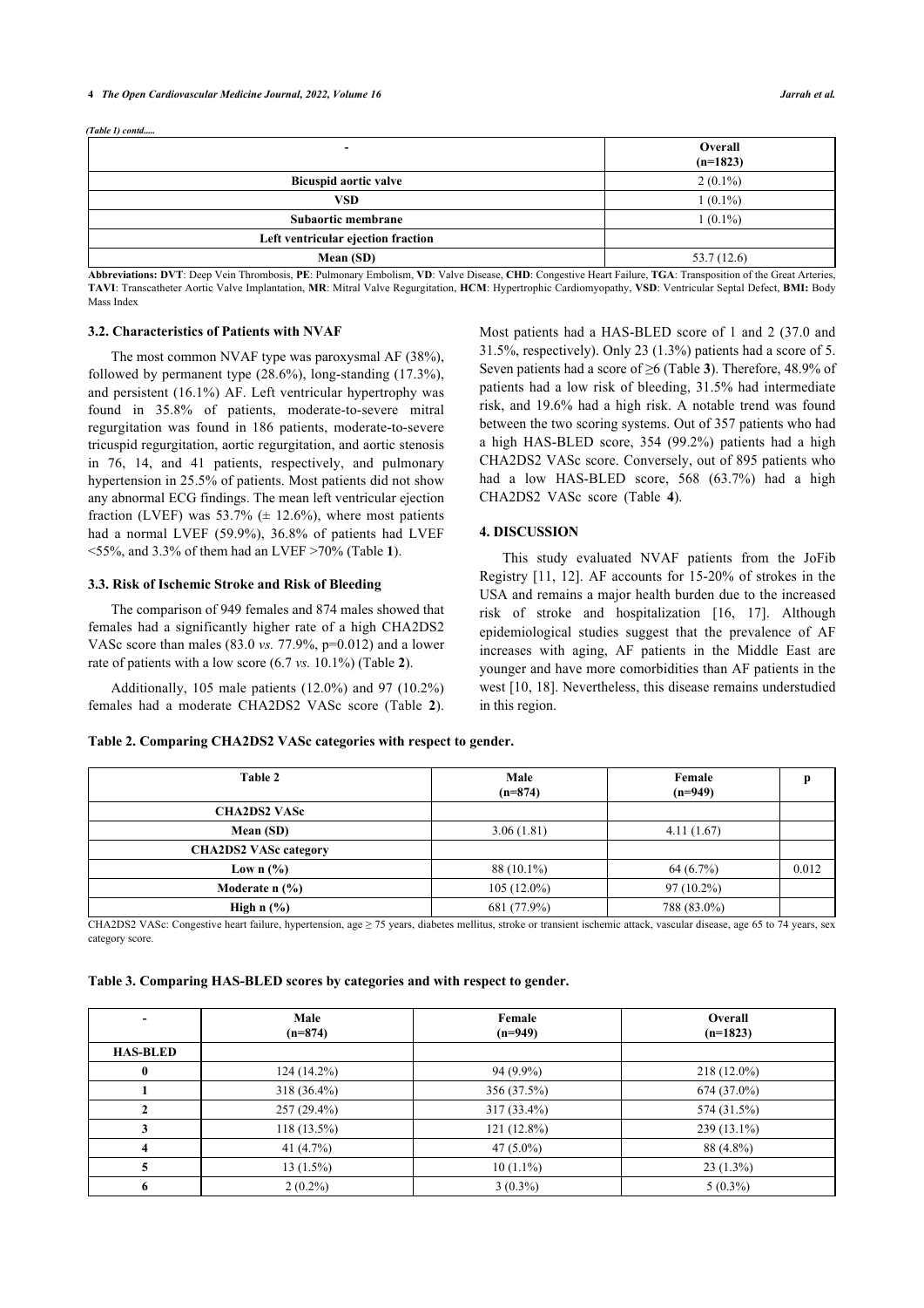*(Table 1) contd.....*

| - | Overall (n=1823) |
|---|---|
| **Bicuspid aortic valve** | 2 (0.1%) |
| **VSD** | 1 (0.1%) |
| **Subaortic membrane** | 1 (0.1%) |
| **Left ventricular ejection fraction** | |
| **Mean (SD)** | 53.7 (12.6) |

**Abbreviations: DVT**: Deep Vein Thrombosis, **PE**: Pulmonary Embolism, **VD**: Valve Disease, **CHD**: Congestive Heart Failure, **TGA**: Transposition of the Great Arteries, **TAVI**: Transcatheter Aortic Valve Implantation, **MR**: Mitral Valve Regurgitation, **HCM**: Hypertrophic Cardiomyopathy, **VSD**: Ventricular Septal Defect, **BMI:** Body Mass Index

### 3.2. Characteristics of Patients with NVAF

The most common NVAF type was paroxysmal AF (38%), followed by permanent type (28.6%), long-standing (17.3%), and persistent (16.1%) AF. Left ventricular hypertrophy was found in 35.8% of patients, moderate-to-severe mitral regurgitation was found in 186 patients, moderate-to-severe tricuspid regurgitation, aortic regurgitation, and aortic stenosis in 76, 14, and 41 patients, respectively, and pulmonary hypertension in 25.5% of patients. Most patients did not show any abnormal ECG findings. The mean left ventricular ejection fraction (LVEF) was 53.7% (± 12.6%), where most patients had a normal LVEF (59.9%), 36.8% of patients had LVEF <55%, and 3.3% of them had an LVEF >70% (Table **1**).

### 3.3. Risk of Ischemic Stroke and Risk of Bleeding

The comparison of 949 females and 874 males showed that females had a significantly higher rate of a high CHA2DS2 VASc score than males (83.0 *vs.* 77.9%, p=0.012) and a lower rate of patients with a low score (6.7 *vs.* 10.1%) (Table **2**).

Additionally, 105 male patients (12.0%) and 97 (10.2%) females had a moderate CHA2DS2 VASc score (Table **2**). Most patients had a HAS-BLED score of 1 and 2 (37.0 and 31.5%, respectively). Only 23 (1.3%) patients had a score of 5. Seven patients had a score of ≥6 (Table **3**). Therefore, 48.9% of patients had a low risk of bleeding, 31.5% had intermediate risk, and 19.6% had a high risk. A notable trend was found between the two scoring systems. Out of 357 patients who had a high HAS-BLED score, 354 (99.2%) patients had a high CHA2DS2 VASc score. Conversely, out of 895 patients who had a low HAS-BLED score, 568 (63.7%) had a high CHA2DS2 VASc score (Table **4**).

## 4. DISCUSSION

This study evaluated NVAF patients from the JoFib Registry [11, 12]. AF accounts for 15-20% of strokes in the USA and remains a major health burden due to the increased risk of stroke and hospitalization [16, 17]. Although epidemiological studies suggest that the prevalence of AF increases with aging, AF patients in the Middle East are younger and have more comorbidities than AF patients in the west [10, 18]. Nevertheless, this disease remains understudied in this region.

**Table 2. Comparing CHA2DS2 VASc categories with respect to gender.**

| Table 2 | Male (n=874) | Female (n=949) | p |
|---|---|---|---|
| **CHA2DS2 VASc** | | | |
| **Mean (SD)** | 3.06 (1.81) | 4.11 (1.67) | |
| **CHA2DS2 VASc category** | | | |
| **Low n (%)** | 88 (10.1%) | 64 (6.7%) | 0.012 |
| **Moderate n (%)** | 105 (12.0%) | 97 (10.2%) | |
| **High n (%)** | 681 (77.9%) | 788 (83.0%) | |

CHA2DS2 VASc: Congestive heart failure, hypertension, age ≥ 75 years, diabetes mellitus, stroke or transient ischemic attack, vascular disease, age 65 to 74 years, sex category score.

**Table 3. Comparing HAS-BLED scores by categories and with respect to gender.**

| - | Male (n=874) | Female (n=949) | Overall (n=1823) |
|---|---|---|---|
| **HAS-BLED** | | | |
| **0** | 124 (14.2%) | 94 (9.9%) | 218 (12.0%) |
| **1** | 318 (36.4%) | 356 (37.5%) | 674 (37.0%) |
| **2** | 257 (29.4%) | 317 (33.4%) | 574 (31.5%) |
| **3** | 118 (13.5%) | 121 (12.8%) | 239 (13.1%) |
| **4** | 41 (4.7%) | 47 (5.0%) | 88 (4.8%) |
| **5** | 13 (1.5%) | 10 (1.1%) | 23 (1.3%) |
| **6** | 2 (0.2%) | 3 (0.3%) | 5 (0.3%) |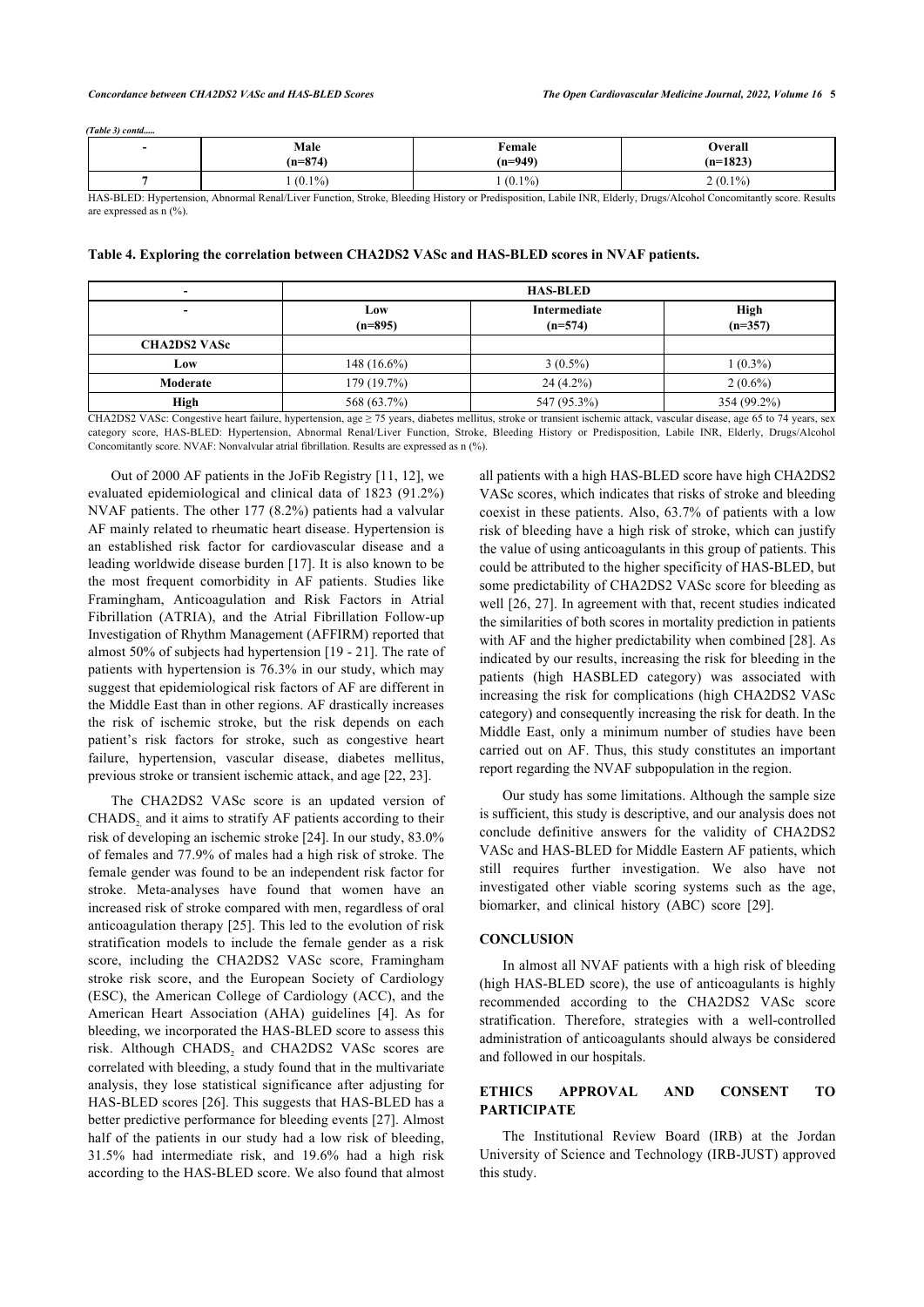*(Table 3) contd.....*

| - | Male (n=874) | Female (n=949) | Overall (n=1823) |
|---|---|---|---|
| 7 | 1 (0.1%) | 1 (0.1%) | 2 (0.1%) |

HAS-BLED: Hypertension, Abnormal Renal/Liver Function, Stroke, Bleeding History or Predisposition, Labile INR, Elderly, Drugs/Alcohol Concomitantly score. Results are expressed as n (%).

**Table 4. Exploring the correlation between CHA2DS2 VASc and HAS-BLED scores in NVAF patients.**

| - | HAS-BLED | | |
|---|---|---|---|
| - | Low (n=895) | Intermediate (n=574) | High (n=357) |
| **CHA2DS2 VASc** | | | |
| **Low** | 148 (16.6%) | 3 (0.5%) | 1 (0.3%) |
| **Moderate** | 179 (19.7%) | 24 (4.2%) | 2 (0.6%) |
| **High** | 568 (63.7%) | 547 (95.3%) | 354 (99.2%) |

CHA2DS2 VASc: Congestive heart failure, hypertension, age ≥ 75 years, diabetes mellitus, stroke or transient ischemic attack, vascular disease, age 65 to 74 years, sex category score, HAS-BLED: Hypertension, Abnormal Renal/Liver Function, Stroke, Bleeding History or Predisposition, Labile INR, Elderly, Drugs/Alcohol Concomitantly score. NVAF: Nonvalvular atrial fibrillation. Results are expressed as n (%).

Out of 2000 AF patients in the JoFib Registry [11, 12], we evaluated epidemiological and clinical data of 1823 (91.2%) NVAF patients. The other 177 (8.2%) patients had a valvular AF mainly related to rheumatic heart disease. Hypertension is an established risk factor for cardiovascular disease and a leading worldwide disease burden [17]. It is also known to be the most frequent comorbidity in AF patients. Studies like Framingham, Anticoagulation and Risk Factors in Atrial Fibrillation (ATRIA), and the Atrial Fibrillation Follow-up Investigation of Rhythm Management (AFFIRM) reported that almost 50% of subjects had hypertension [19 - 21]. The rate of patients with hypertension is 76.3% in our study, which may suggest that epidemiological risk factors of AF are different in the Middle East than in other regions. AF drastically increases the risk of ischemic stroke, but the risk depends on each patient's risk factors for stroke, such as congestive heart failure, hypertension, vascular disease, diabetes mellitus, previous stroke or transient ischemic attack, and age [22, 23].

The CHA2DS2 VASc score is an updated version of $CHADS_2$ and it aims to stratify AF patients according to their risk of developing an ischemic stroke [24]. In our study, 83.0% of females and 77.9% of males had a high risk of stroke. The female gender was found to be an independent risk factor for stroke. Meta-analyses have found that women have an increased risk of stroke compared with men, regardless of oral anticoagulation therapy [25]. This led to the evolution of risk stratification models to include the female gender as a risk score, including the CHA2DS2 VASc score, Framingham stroke risk score, and the European Society of Cardiology (ESC), the American College of Cardiology (ACC), and the American Heart Association (AHA) guidelines [4]. As for bleeding, we incorporated the HAS-BLED score to assess this risk. Although $CHADS_2$ and CHA2DS2 VASc scores are correlated with bleeding, a study found that in the multivariate analysis, they lose statistical significance after adjusting for HAS-BLED scores [26]. This suggests that HAS-BLED has a better predictive performance for bleeding events [27]. Almost half of the patients in our study had a low risk of bleeding, 31.5% had intermediate risk, and 19.6% had a high risk according to the HAS-BLED score. We also found that almost all patients with a high HAS-BLED score have high CHA2DS2 VASc scores, which indicates that risks of stroke and bleeding coexist in these patients. Also, 63.7% of patients with a low risk of bleeding have a high risk of stroke, which can justify the value of using anticoagulants in this group of patients. This could be attributed to the higher specificity of HAS-BLED, but some predictability of CHA2DS2 VASc score for bleeding as well [26, 27]. In agreement with that, recent studies indicated the similarities of both scores in mortality prediction in patients with AF and the higher predictability when combined [28]. As indicated by our results, increasing the risk for bleeding in the patients (high HASBLED category) was associated with increasing the risk for complications (high CHA2DS2 VASc category) and consequently increasing the risk for death. In the Middle East, only a minimum number of studies have been carried out on AF. Thus, this study constitutes an important report regarding the NVAF subpopulation in the region.

Our study has some limitations. Although the sample size is sufficient, this study is descriptive, and our analysis does not conclude definitive answers for the validity of CHA2DS2 VASc and HAS-BLED for Middle Eastern AF patients, which still requires further investigation. We also have not investigated other viable scoring systems such as the age, biomarker, and clinical history (ABC) score [29].

## CONCLUSION

In almost all NVAF patients with a high risk of bleeding (high HAS-BLED score), the use of anticoagulants is highly recommended according to the CHA2DS2 VASc score stratification. Therefore, strategies with a well-controlled administration of anticoagulants should always be considered and followed in our hospitals.

## ETHICS APPROVAL AND CONSENT TO PARTICIPATE

The Institutional Review Board (IRB) at the Jordan University of Science and Technology (IRB-JUST) approved this study.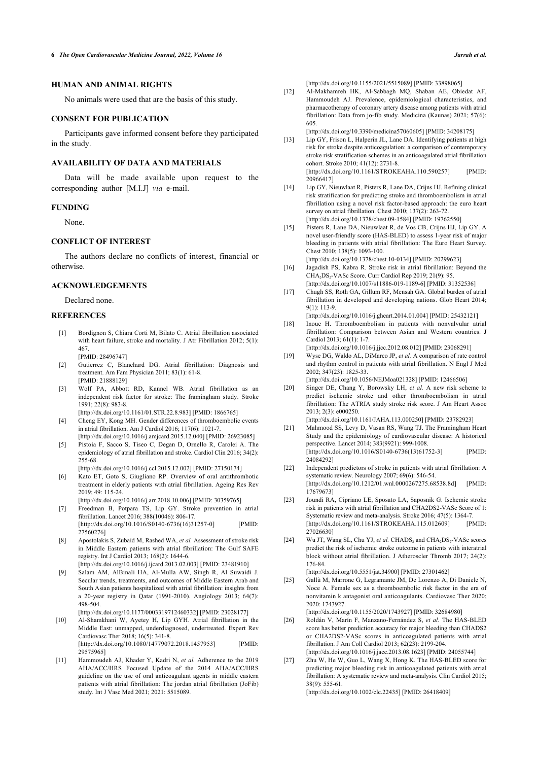## HUMAN AND ANIMAL RIGHTS

No animals were used that are the basis of this study.

## CONSENT FOR PUBLICATION

Participants gave informed consent before they participated in the study.

## AVAILABILITY OF DATA AND MATERIALS

Data will be made available upon request to the corresponding author [M.I.J] *via* e-mail.

## FUNDING

None.

## CONFLICT OF INTEREST

The authors declare no conflicts of interest, financial or otherwise.

## ACKNOWLEDGEMENTS

Declared none.

## REFERENCES

[1] Bordignon S, Chiara Corti M, Bilato C. Atrial fibrillation associated with heart failure, stroke and mortality. J Atr Fibrillation 2012; 5(1): 467.
[PMID: 28496747]

[2] Gutierrez C, Blanchard DG. Atrial fibrillation: Diagnosis and treatment. Am Fam Physician 2011; 83(1): 61-8.
[PMID: 21888129]

[3] Wolf PA, Abbott RD, Kannel WB. Atrial fibrillation as an independent risk factor for stroke: The framingham study. Stroke 1991; 22(8): 983-8.
[http://dx.doi.org/10.1161/01.STR.22.8.983] [PMID: 1866765]

[4] Cheng EY, Kong MH. Gender differences of thromboembolic events in atrial fibrillation. Am J Cardiol 2016; 117(6): 1021-7.
[http://dx.doi.org/10.1016/j.amjcard.2015.12.040] [PMID: 26923085]

[5] Pistoia F, Sacco S, Tiseo C, Degan D, Ornello R, Carolei A. The epidemiology of atrial fibrillation and stroke. Cardiol Clin 2016; 34(2): 255-68.
[http://dx.doi.org/10.1016/j.ccl.2015.12.002] [PMID: 27150174]

[6] Kato ET, Goto S, Giugliano RP. Overview of oral antithrombotic treatment in elderly patients with atrial fibrillation. Ageing Res Rev 2019; 49: 115-24.
[http://dx.doi.org/10.1016/j.arr.2018.10.006] [PMID: 30359765]

[7] Freedman B, Potpara TS, Lip GY. Stroke prevention in atrial fibrillation. Lancet 2016; 388(10046): 806-17.
[http://dx.doi.org/10.1016/S0140-6736(16)31257-0] [PMID: 27560276]

[8] Apostolakis S, Zubaid M, Rashed WA, *et al.* Assessment of stroke risk in Middle Eastern patients with atrial fibrillation: The Gulf SAFE registry. Int J Cardiol 2013; 168(2): 1644-6.
[http://dx.doi.org/10.1016/j.ijcard.2013.02.003] [PMID: 23481910]

[9] Salam AM, AlBinali HA, Al-Mulla AW, Singh R, Al Suwaidi J. Secular trends, treatments, and outcomes of Middle Eastern Arab and South Asian patients hospitalized with atrial fibrillation: insights from a 20-year registry in Qatar (1991-2010). Angiology 2013; 64(7): 498-504.
[http://dx.doi.org/10.1177/0003319712460332] [PMID: 23028177]

[10] Al-Shamkhani W, Ayetey H, Lip GYH. Atrial fibrillation in the Middle East: unmapped, underdiagnosed, undertreated. Expert Rev Cardiovasc Ther 2018; 16(5): 341-8.
[http://dx.doi.org/10.1080/14779072.2018.1457953] [PMID: 29575965]

[11] Hammoudeh AJ, Khader Y, Kadri N, *et al.* Adherence to the 2019 AHA/ACC/HRS Focused Update of the 2014 AHA/ACC/HRS guideline on the use of oral anticoagulant agents in middle eastern patients with atrial fibrillation: The jordan atrial fibrillation (JoFib) study. Int J Vasc Med 2021; 2021: 5515089.
[http://dx.doi.org/10.1155/2021/5515089] [PMID: 33898065]

[12] Al-Makhamreh HK, Al-Sabbagh MQ, Shaban AE, Obiedat AF, Hammoudeh AJ. Prevalence, epidemiological characteristics, and pharmacotherapy of coronary artery disease among patients with atrial fibrillation: Data from jo-fib study. Medicina (Kaunas) 2021; 57(6): 605.
[http://dx.doi.org/10.3390/medicina57060605] [PMID: 34208175]

[13] Lip GY, Frison L, Halperin JL, Lane DA. Identifying patients at high risk for stroke despite anticoagulation: a comparison of contemporary stroke risk stratification schemes in an anticoagulated atrial fibrillation cohort. Stroke 2010; 41(12): 2731-8.
[http://dx.doi.org/10.1161/STROKEAHA.110.590257] [PMID: 20966417]

[14] Lip GY, Nieuwlaat R, Pisters R, Lane DA, Crijns HJ. Refining clinical risk stratification for predicting stroke and thromboembolism in atrial fibrillation using a novel risk factor-based approach: the euro heart survey on atrial fibrillation. Chest 2010; 137(2): 263-72.
[http://dx.doi.org/10.1378/chest.09-1584] [PMID: 19762550]

[15] Pisters R, Lane DA, Nieuwlaat R, de Vos CB, Crijns HJ, Lip GY. A novel user-friendly score (HAS-BLED) to assess 1-year risk of major bleeding in patients with atrial fibrillation: The Euro Heart Survey. Chest 2010; 138(5): 1093-100.
[http://dx.doi.org/10.1378/chest.10-0134] [PMID: 20299623]

[16] Jagadish PS, Kabra R. Stroke risk in atrial fibrillation: Beyond the $CHA_2DS_2$-VASc Score. Curr Cardiol Rep 2019; 21(9): 95.
[http://dx.doi.org/10.1007/s11886-019-1189-6] [PMID: 31352536]

[17] Chugh SS, Roth GA, Gillum RF, Mensah GA. Global burden of atrial fibrillation in developed and developing nations. Glob Heart 2014; 9(1): 113-9.
[http://dx.doi.org/10.1016/j.gheart.2014.01.004] [PMID: 25432121]

[18] Inoue H. Thromboembolism in patients with nonvalvular atrial fibrillation: Comparison between Asian and Western countries. J Cardiol 2013; 61(1): 1-7.
[http://dx.doi.org/10.1016/j.jjcc.2012.08.012] [PMID: 23068291]

[19] Wyse DG, Waldo AL, DiMarco JP, *et al.* A comparison of rate control and rhythm control in patients with atrial fibrillation. N Engl J Med 2002; 347(23): 1825-33.
[http://dx.doi.org/10.1056/NEJMoa021328] [PMID: 12466506]

[20] Singer DE, Chang Y, Borowsky LH, *et al.* A new risk scheme to predict ischemic stroke and other thromboembolism in atrial fibrillation: The ATRIA study stroke risk score. J Am Heart Assoc 2013; 2(3): e000250.
[http://dx.doi.org/10.1161/JAHA.113.000250] [PMID: 23782923]

[21] Mahmood SS, Levy D, Vasan RS, Wang TJ. The Framingham Heart Study and the epidemiology of cardiovascular disease: A historical perspective. Lancet 2014; 383(9921): 999-1008.
[http://dx.doi.org/10.1016/S0140-6736(13)61752-3] [PMID: 24084292]

[22] Independent predictors of stroke in patients with atrial fibrillation: A systematic review. Neurology 2007; 69(6): 546-54.
[http://dx.doi.org/10.1212/01.wnl.0000267275.68538.8d] [PMID: 17679673]

[23] Joundi RA, Cipriano LE, Sposato LA, Saposnik G. Ischemic stroke risk in patients with atrial fibrillation and CHA2DS2-VASc Score of 1: Systematic review and meta-analysis. Stroke 2016; 47(5): 1364-7.
[http://dx.doi.org/10.1161/STROKEAHA.115.012609] [PMID: 27026630]

[24] Wu JT, Wang SL, Chu YJ, *et al.* $CHADS_2$ and $CHA_2DS_2$-VASc scores predict the risk of ischemic stroke outcome in patients with interatrial block without atrial fibrillation. J Atheroscler Thromb 2017; 24(2): 176-84.
[http://dx.doi.org/10.5551/jat.34900] [PMID: 27301462]

[25] Gallù M, Marrone G, Legramante JM, De Lorenzo A, Di Daniele N, Noce A. Female sex as a thromboembolic risk factor in the era of nonvitamin k antagonist oral anticoagulants. Cardiovasc Ther 2020; 2020: 1743927.
[http://dx.doi.org/10.1155/2020/1743927] [PMID: 32684980]

[26] Roldán V, Marín F, Manzano-Fernández S, *et al.* The HAS-BLED score has better prediction accuracy for major bleeding than CHADS2 or CHA2DS2-VASc scores in anticoagulated patients with atrial fibrillation. J Am Coll Cardiol 2013; 62(23): 2199-204.
[http://dx.doi.org/10.1016/j.jacc.2013.08.1623] [PMID: 24055744]

[27] Zhu W, He W, Guo L, Wang X, Hong K. The HAS-BLED score for predicting major bleeding risk in anticoagulated patients with atrial fibrillation: A systematic review and meta-analysis. Clin Cardiol 2015; 38(9): 555-61.
[http://dx.doi.org/10.1002/clc.22435] [PMID: 26418409]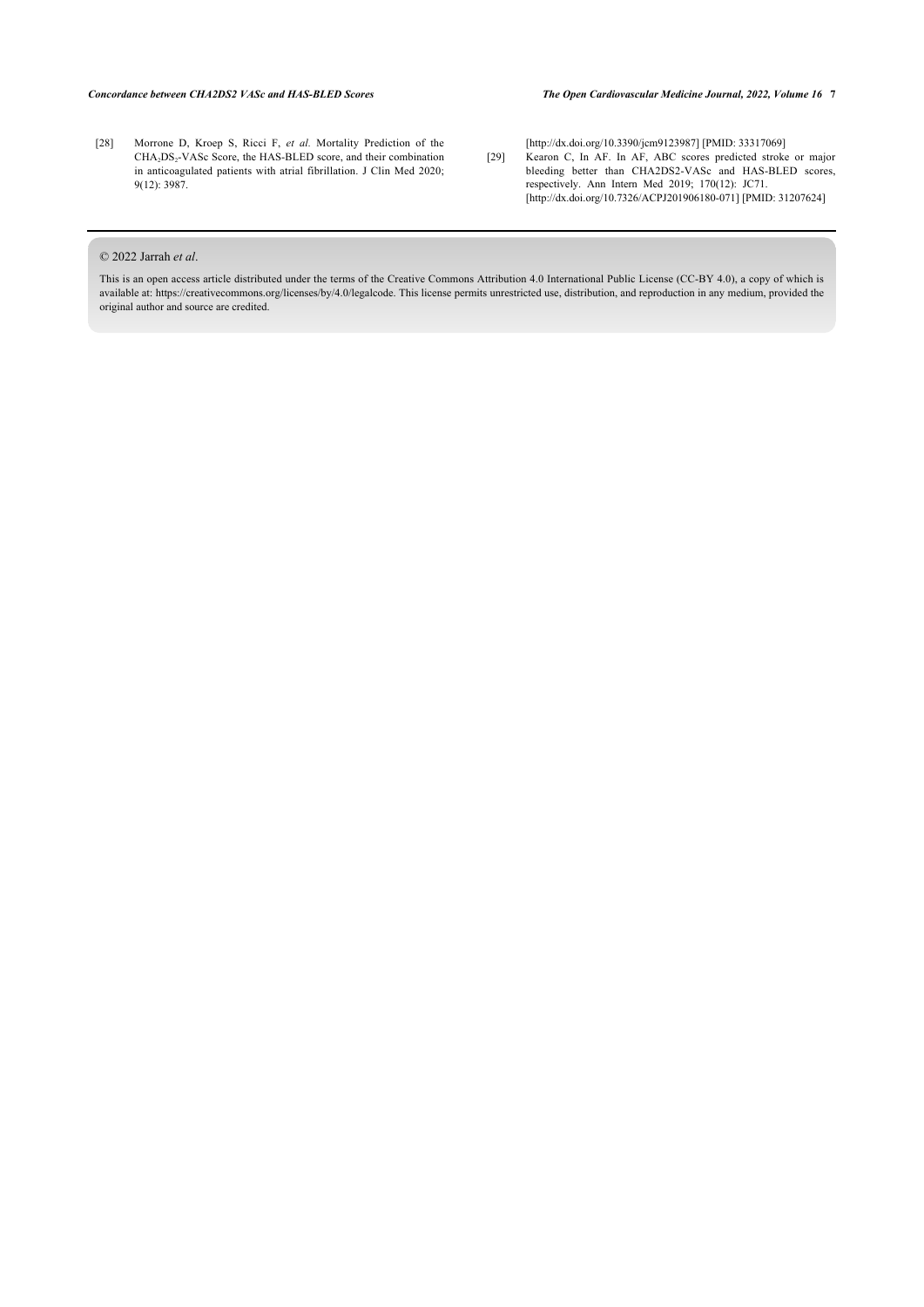[28] Morrone D, Kroep S, Ricci F, *et al.* Mortality Prediction of the $CHA_2DS_2$-VASc Score, the HAS-BLED score, and their combination in anticoagulated patients with atrial fibrillation. J Clin Med 2020; 9(12): 3987. [http://dx.doi.org/10.3390/jcm9123987] [PMID: 33317069]

[29] Kearon C, In AF. In AF, ABC scores predicted stroke or major bleeding better than CHA2DS2-VASc and HAS-BLED scores, respectively. Ann Intern Med 2019; 170(12): JC71. [http://dx.doi.org/10.7326/ACPJ201906180-071] [PMID: 31207624]

© 2022 Jarrah *et al*.

This is an open access article distributed under the terms of the Creative Commons Attribution 4.0 International Public License (CC-BY 4.0), a copy of which is available at: https://creativecommons.org/licenses/by/4.0/legalcode. This license permits unrestricted use, distribution, and reproduction in any medium, provided the original author and source are credited.